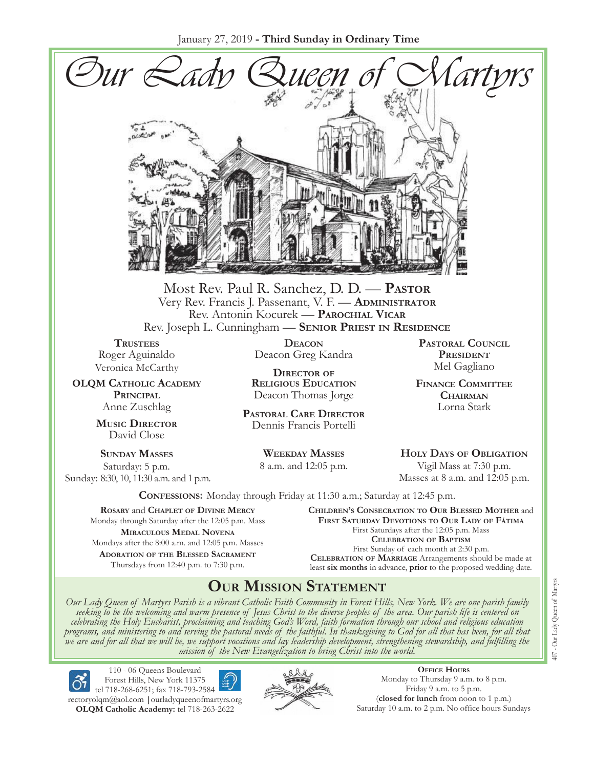January 27, 2019 **- Third Sunday in Ordinary Time**

# Our Lady Queen of Martyrs

Most Rev. Paul R. Sanchez, D. D. — **Pastor**
Very Rev. Francis J. Passenant, V. F. — **Administrator**
Rev. Antonin Kocurek — **Parochial Vicar**
Rev. Joseph L. Cunningham — **Senior Priest in Residence**

**Trustees**
Roger Aguinaldo
Veronica McCarthy

**OLQM Catholic Academy Principal**
Anne Zuschlag

**Music Director**
David Close

**Deacon**
Deacon Greg Kandra

**Director of Religious Education**
Deacon Thomas Jorge

**Pastoral Care Director**
Dennis Francis Portelli

**Pastoral Council President**
Mel Gagliano

**Finance Committee Chairman**
Lorna Stark

**Sunday Masses**
Saturday: 5 p.m.
Sunday: 8:30, 10, 11:30 a.m. and 1 p.m.

**Weekday Masses**
8 a.m. and 12:05 p.m.

**Holy Days of Obligation**
Vigil Mass at 7:30 p.m.
Masses at 8 a.m. and 12:05 p.m.

**Confessions:** Monday through Friday at 11:30 a.m.; Saturday at 12:45 p.m.

**Rosary** and **Chaplet of Divine Mercy**
Monday through Saturday after the 12:05 p.m. Mass

**Miraculous Medal Novena**
Mondays after the 8:00 a.m. and 12:05 p.m. Masses

**Adoration of the Blessed Sacrament**
Thursdays from 12:40 p.m. to 7:30 p.m.

**Children's Consecration to Our Blessed Mother** and **First Saturday Devotions to Our Lady of Fátima**
First Saturdays after the 12:05 p.m. Mass

**Celebration of Baptism**
First Sunday of each month at 2:30 p.m.

**Celebration of Marriage** Arrangements should be made at least **six months** in advance, **prior** to the proposed wedding date.

## Our Mission Statement

*Our Lady Queen of Martyrs Parish is a vibrant Catholic Faith Community in Forest Hills, New York. We are one parish family seeking to be the welcoming and warm presence of Jesus Christ to the diverse peoples of the area. Our parish life is centered on celebrating the Holy Eucharist, proclaiming and teaching God's Word, faith formation through our school and religious education programs, and ministering to and serving the pastoral needs of the faithful. In thanksgiving to God for all that has been, for all that we are and for all that we will be, we support vocations and lay leadership development, strengthening stewardship, and fulfilling the mission of the New Evangelization to bring Christ into the world.*

110 - 06 Queens Boulevard
Forest Hills, New York 11375
tel 718-268-6251; fax 718-793-2584
rectoryolqm@aol.com | ourladyqueenofmartyrs.org
**OLQM Catholic Academy:** tel 718-263-2622

**Office Hours**
Monday to Thursday 9 a.m. to 8 p.m.
Friday 9 a.m. to 5 p.m.
(**closed for lunch** from noon to 1 p.m.)
Saturday 10 a.m. to 2 p.m. No office hours Sundays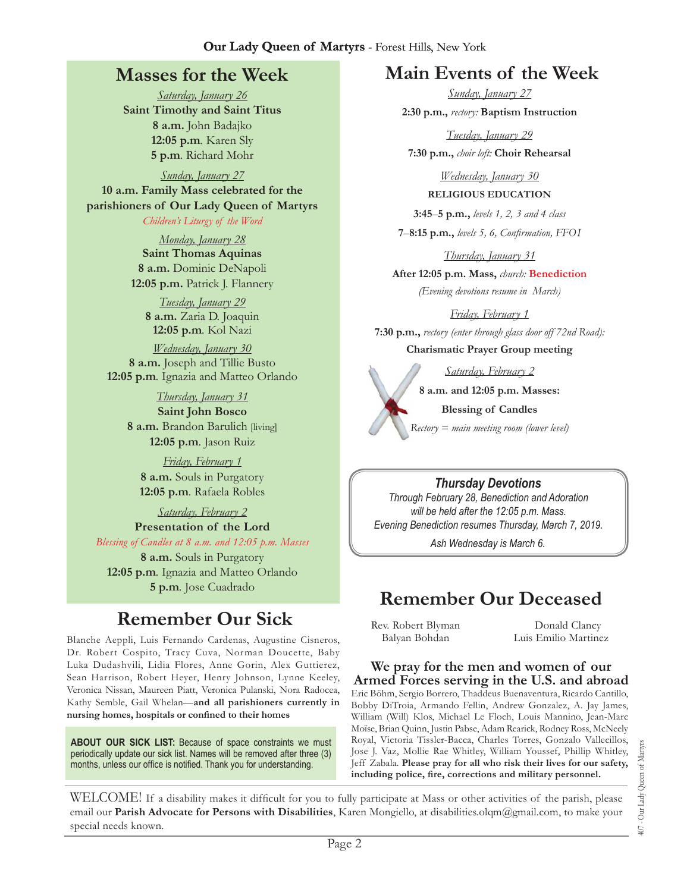## Masses for the Week

*Saturday, January 26*
**Saint Timothy and Saint Titus**
**8 a.m.** John Badajko
**12:05 p.m**. Karen Sly
**5 p.m**. Richard Mohr

*Sunday, January 27*
**10 a.m. Family Mass celebrated for the parishioners of Our Lady Queen of Martyrs**
*Children's Liturgy of the Word*

*Monday, January 28*
**Saint Thomas Aquinas**
**8 a.m.** Dominic DeNapoli
**12:05 p.m.** Patrick J. Flannery

*Tuesday, January 29*
**8 a.m.** Zaria D. Joaquin
**12:05 p.m**. Kol Nazi

*Wednesday, January 30*
**8 a.m.** Joseph and Tillie Busto
**12:05 p.m**. Ignazia and Matteo Orlando

*Thursday, January 31*
**Saint John Bosco**
**8 a.m.** Brandon Barulich [living]
**12:05 p.m**. Jason Ruiz

*Friday, February 1*
**8 a.m.** Souls in Purgatory
**12:05 p.m**. Rafaela Robles

*Saturday, February 2*
**Presentation of the Lord**
*Blessing of Candles at 8 a.m. and 12:05 p.m. Masses*
**8 a.m.** Souls in Purgatory
**12:05 p.m**. Ignazia and Matteo Orlando
**5 p.m**. Jose Cuadrado

## Remember Our Sick

Blanche Aeppli, Luis Fernando Cardenas, Augustine Cisneros, Dr. Robert Cospito, Tracy Cuva, Norman Doucette, Baby Luka Dudashvili, Lidia Flores, Anne Gorin, Alex Guttierez, Sean Harrison, Robert Heyer, Henry Johnson, Lynne Keeley, Veronica Nissan, Maureen Piatt, Veronica Pulanski, Nora Radocea, Kathy Semble, Gail Whelan—**and all parishioners currently in nursing homes, hospitals or confined to their homes**

**ABOUT OUR SICK LIST:** Because of space constraints we must periodically update our sick list. Names will be removed after three (3) months, unless our office is notified. Thank you for understanding.

## Main Events of the Week

*Sunday, January 27*
**2:30 p.m.,** *rectory:* **Baptism Instruction**

*Tuesday, January 29*
**7:30 p.m.,** *choir loft:* **Choir Rehearsal**

*Wednesday, January 30*
**RELIGIOUS EDUCATION**
**3:45–5 p.m.,** *levels 1, 2, 3 and 4 class*
**7–8:15 p.m.,** *levels 5, 6, Confirmation, FFO I*

*Thursday, January 31*
**After 12:05 p.m. Mass,** *church:* **Benediction**
*(Evening devotions resume in March)*

*Friday, February 1*
**7:30 p.m.,** *rectory (enter through glass door off 72nd Road):*
**Charismatic Prayer Group meeting**

*Saturday, February 2*
**8 a.m. and 12:05 p.m. Masses:**
**Blessing of Candles**
*Rectory = main meeting room (lower level)*

### *Thursday Devotions*

*Through February 28, Benediction and Adoration will be held after the 12:05 p.m. Mass.*
*Evening Benediction resumes Thursday, March 7, 2019.*
*Ash Wednesday is March 6.*

## Remember Our Deceased

Rev. Robert Blyman
Balyan Bohdan
Donald Clancy
Luis Emilio Martinez

### We pray for the men and women of our Armed Forces serving in the U.S. and abroad

Eric Böhm, Sergio Borrero, Thaddeus Buenaventura, Ricardo Cantillo, Bobby DiTroia, Armando Fellin, Andrew Gonzalez, A. Jay James, William (Will) Klos, Michael Le Floch, Louis Mannino, Jean-Marc Moïse, Brian Quinn, Justin Pabse, Adam Rearick, Rodney Ross, McNeely Royal, Victoria Tissler-Bacca, Charles Torres, Gonzalo Vallecillos, Jose J. Vaz, Mollie Rae Whitley, William Youssef, Phillip Whitley, Jeff Zabala. **Please pray for all who risk their lives for our safety, including police, fire, corrections and military personnel.**

WELCOME! If a disability makes it difficult for you to fully participate at Mass or other activities of the parish, please email our **Parish Advocate for Persons with Disabilities**, Karen Mongiello, at disabilities.olqm@gmail.com, to make your special needs known.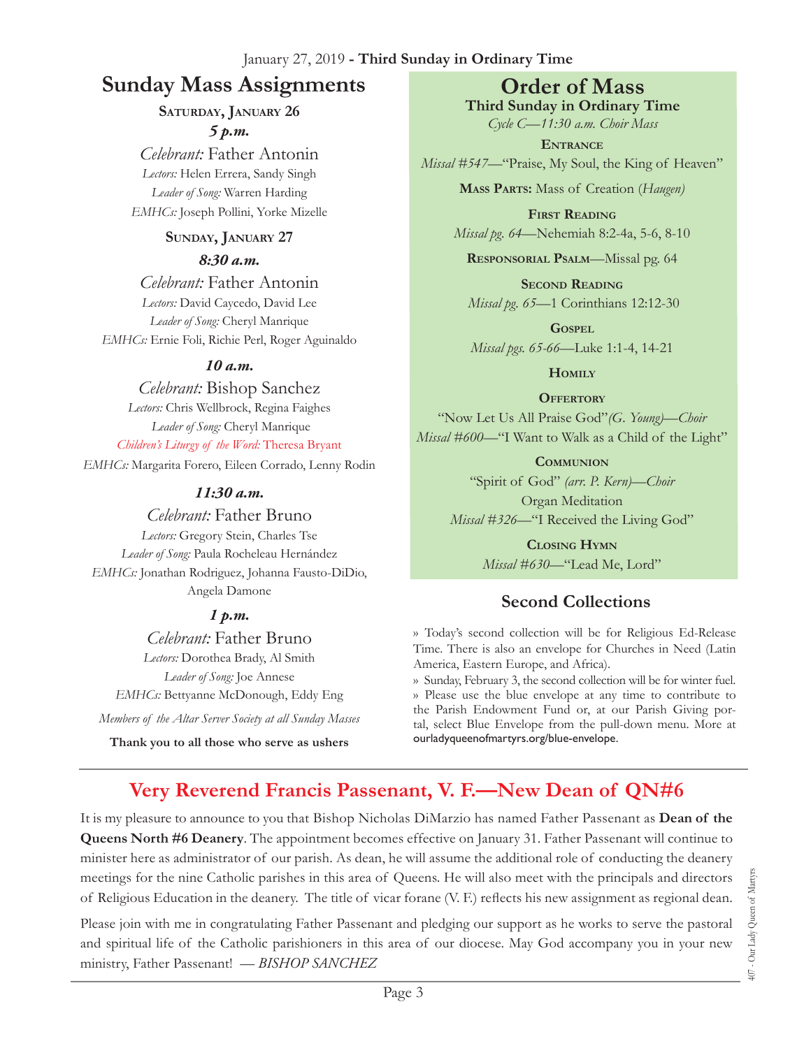January 27, 2019 - **Third Sunday in Ordinary Time**

## Sunday Mass Assignments

**Saturday, January 26**

***5 p.m.***

*Celebrant:* Father Antonin
*Lectors:* Helen Errera, Sandy Singh
*Leader of Song:* Warren Harding
*EMHCs:* Joseph Pollini, Yorke Mizelle

**Sunday, January 27**

***8:30 a.m.***

*Celebrant:* Father Antonin
*Lectors:* David Caycedo, David Lee
*Leader of Song:* Cheryl Manrique
*EMHCs:* Ernie Foli, Richie Perl, Roger Aguinaldo

***10 a.m.***

*Celebrant:* Bishop Sanchez
*Lectors:* Chris Wellbrock, Regina Faighes
*Leader of Song:* Cheryl Manrique
*Children's Liturgy of the Word:* Theresa Bryant
*EMHCs:* Margarita Forero, Eileen Corrado, Lenny Rodin

***11:30 a.m.***

*Celebrant:* Father Bruno
*Lectors:* Gregory Stein, Charles Tse
*Leader of Song:* Paula Rocheleau Hernández
*EMHCs:* Jonathan Rodriguez, Johanna Fausto-DiDio, Angela Damone

***1 p.m.***

*Celebrant:* Father Bruno
*Lectors:* Dorothea Brady, Al Smith
*Leader of Song:* Joe Annese
*EMHCs:* Bettyanne McDonough, Eddy Eng

*Members of the Altar Server Society at all Sunday Masses*

**Thank you to all those who serve as ushers**

## Order of Mass

**Third Sunday in Ordinary Time**

*Cycle C—11:30 a.m. Choir Mass*

**Entrance**
*Missal #547*—"Praise, My Soul, the King of Heaven"

**Mass Parts:** Mass of Creation (*Haugen*)

**First Reading**
*Missal pg. 64*—Nehemiah 8:2-4a, 5-6, 8-10

**Responsorial Psalm**—Missal pg. 64

**Second Reading**
*Missal pg. 65*—1 Corinthians 12:12-30

**Gospel**
*Missal pgs. 65-66*—Luke 1:1-4, 14-21

**Homily**

**Offertory**
"Now Let Us All Praise God" *(G. Young)—Choir*
*Missal #600*—"I Want to Walk as a Child of the Light"

**Communion**
"Spirit of God" *(arr. P. Kern)—Choir*
Organ Meditation
*Missal #326*—"I Received the Living God"

**Closing Hymn**
*Missal #630*—"Lead Me, Lord"

## Second Collections

» Today's second collection will be for Religious Ed-Release Time. There is also an envelope for Churches in Need (Latin America, Eastern Europe, and Africa).

» Sunday, February 3, the second collection will be for winter fuel.

» Please use the blue envelope at any time to contribute to the Parish Endowment Fund or, at our Parish Giving portal, select Blue Envelope from the pull-down menu. More at ourladyqueenofmartyrs.org/blue-envelope.

## Very Reverend Francis Passenant, V. F.—New Dean of QN#6

It is my pleasure to announce to you that Bishop Nicholas DiMarzio has named Father Passenant as **Dean of the Queens North #6 Deanery**. The appointment becomes effective on January 31. Father Passenant will continue to minister here as administrator of our parish. As dean, he will assume the additional role of conducting the deanery meetings for the nine Catholic parishes in this area of Queens. He will also meet with the principals and directors of Religious Education in the deanery. The title of vicar forane (V. F.) reflects his new assignment as regional dean.

Please join with me in congratulating Father Passenant and pledging our support as he works to serve the pastoral and spiritual life of the Catholic parishioners in this area of our diocese. May God accompany you in your new ministry, Father Passenant! — *BISHOP SANCHEZ*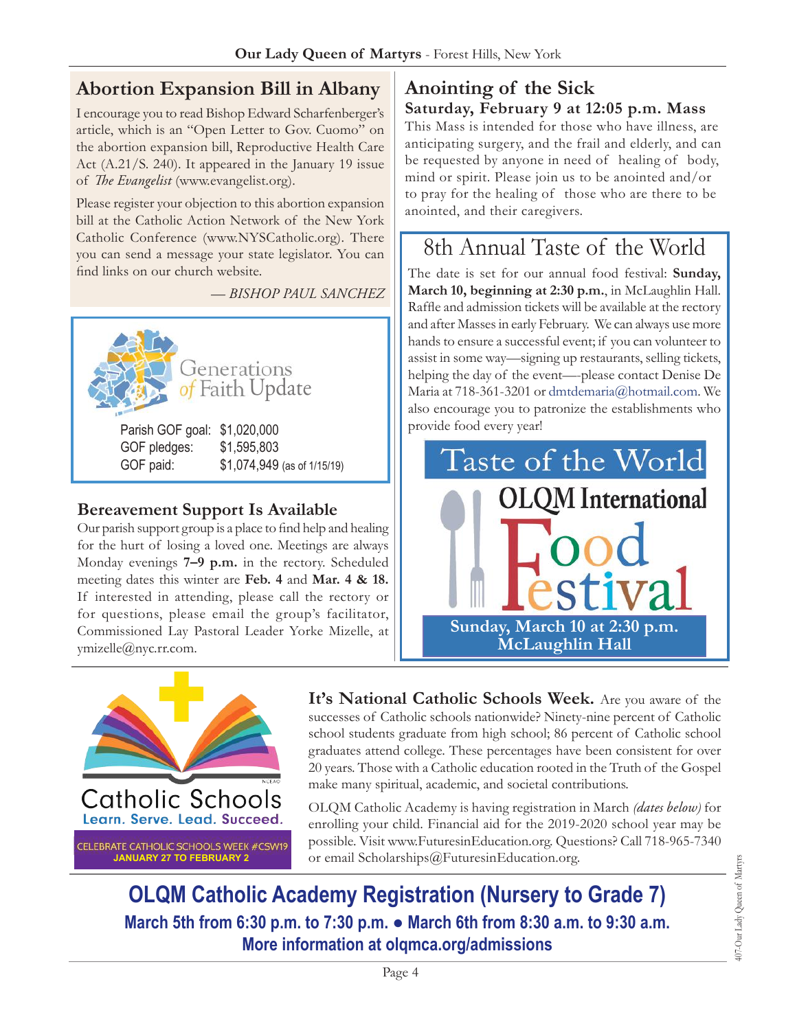## Abortion Expansion Bill in Albany

I encourage you to read Bishop Edward Scharfenberger's article, which is an "Open Letter to Gov. Cuomo" on the abortion expansion bill, Reproductive Health Care Act (A.21/S. 240). It appeared in the January 19 issue of *The Evangelist* (www.evangelist.org).

Please register your objection to this abortion expansion bill at the Catholic Action Network of the New York Catholic Conference (www.NYSCatholic.org). There you can send a message your state legislator. You can find links on our church website.

*— BISHOP PAUL SANCHEZ*

## Generations of Faith Update

| | |
|---|---|
| Parish GOF goal: | $1,020,000 |
| GOF pledges: | $1,595,803 |
| GOF paid: | $1,074,949 (as of 1/15/19) |

## Bereavement Support Is Available

Our parish support group is a place to find help and healing for the hurt of losing a loved one. Meetings are always Monday evenings **7–9 p.m.** in the rectory. Scheduled meeting dates this winter are **Feb. 4** and **Mar. 4 & 18.** If interested in attending, please call the rectory or for questions, please email the group's facilitator, Commissioned Lay Pastoral Leader Yorke Mizelle, at ymizelle@nyc.rr.com.

## Anointing of the Sick

### Saturday, February 9 at 12:05 p.m. Mass

This Mass is intended for those who have illness, are anticipating surgery, and the frail and elderly, and can be requested by anyone in need of healing of body, mind or spirit. Please join us to be anointed and/or to pray for the healing of those who are there to be anointed, and their caregivers.

## 8th Annual Taste of the World

The date is set for our annual food festival: **Sunday, March 10, beginning at 2:30 p.m.**, in McLaughlin Hall. Raffle and admission tickets will be available at the rectory and after Masses in early February. We can always use more hands to ensure a successful event; if you can volunteer to assist in some way—signing up restaurants, selling tickets, helping the day of the event—-please contact Denise De Maria at 718-361-3201 or dmtdemaria@hotmail.com. We also encourage you to patronize the establishments who provide food every year!

**Taste of the World**

**OLQM International Food Festival**

**Sunday, March 10 at 2:30 p.m.**
**McLaughlin Hall**

Catholic Schools
Learn. Serve. Lead. Succeed.

CELEBRATE CATHOLIC SCHOOLS WEEK #CSW19
JANUARY 27 TO FEBRUARY 2

**It's National Catholic Schools Week.** Are you aware of the successes of Catholic schools nationwide? Ninety-nine percent of Catholic school students graduate from high school; 86 percent of Catholic school graduates attend college. These percentages have been consistent for over 20 years. Those with a Catholic education rooted in the Truth of the Gospel make many spiritual, academic, and societal contributions.

OLQM Catholic Academy is having registration in March *(dates below)* for enrolling your child. Financial aid for the 2019-2020 school year may be possible. Visit www.FuturesinEducation.org. Questions? Call 718-965-7340 or email Scholarships@FuturesinEducation.org.

## OLQM Catholic Academy Registration (Nursery to Grade 7)

**March 5th from 6:30 p.m. to 7:30 p.m. ● March 6th from 8:30 a.m. to 9:30 a.m.**
**More information at olqmca.org/admissions**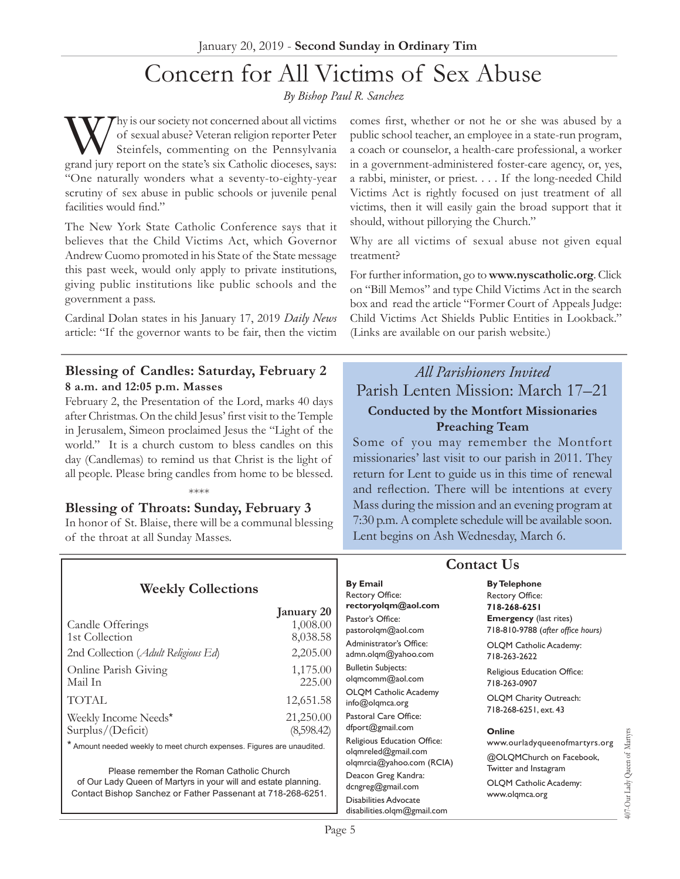# Concern for All Victims of Sex Abuse

*By Bishop Paul R. Sanchez*

Why is our society not concerned about all victims of sexual abuse? Veteran religion reporter Peter Steinfels, commenting on the Pennsylvania grand jury report on the state's six Catholic dioceses, says: "One naturally wonders what a seventy-to-eighty-year scrutiny of sex abuse in public schools or juvenile penal facilities would find."

The New York State Catholic Conference says that it believes that the Child Victims Act, which Governor Andrew Cuomo promoted in his State of the State message this past week, would only apply to private institutions, giving public institutions like public schools and the government a pass.

Cardinal Dolan states in his January 17, 2019 *Daily News* article: "If the governor wants to be fair, then the victim comes first, whether or not he or she was abused by a public school teacher, an employee in a state-run program, a coach or counselor, a health-care professional, a worker in a government-administered foster-care agency, or, yes, a rabbi, minister, or priest. . . . If the long-needed Child Victims Act is rightly focused on just treatment of all victims, then it will easily gain the broad support that it should, without pillorying the Church."

Why are all victims of sexual abuse not given equal treatment?

For further information, go to **www.nyscatholic.org**. Click on "Bill Memos" and type Child Victims Act in the search box and read the article "Former Court of Appeals Judge: Child Victims Act Shields Public Entities in Lookback." (Links are available on our parish website.)

## Blessing of Candles: Saturday, February 2

**8 a.m. and 12:05 p.m. Masses**

February 2, the Presentation of the Lord, marks 40 days after Christmas. On the child Jesus' first visit to the Temple in Jerusalem, Simeon proclaimed Jesus the "Light of the world." It is a church custom to bless candles on this day (Candlemas) to remind us that Christ is the light of all people. Please bring candles from home to be blessed.

\*\*\*\*

## Blessing of Throats: Sunday, February 3

In honor of St. Blaise, there will be a communal blessing of the throat at all Sunday Masses.

*All Parishioners Invited*

## Parish Lenten Mission: March 17–21

**Conducted by the Montfort Missionaries Preaching Team**

Some of you may remember the Montfort missionaries' last visit to our parish in 2011. They return for Lent to guide us in this time of renewal and reflection. There will be intentions at every Mass during the mission and an evening program at 7:30 p.m. A complete schedule will be available soon. Lent begins on Ash Wednesday, March 6.

## Weekly Collections

| | January 20 |
|---|---|
| Candle Offerings | 1,008.00 |
| 1st Collection | 8,038.58 |
| 2nd Collection (*Adult Religious Ed*) | 2,205.00 |
| Online Parish Giving | 1,175.00 |
| Mail In | 225.00 |
| TOTAL | 12,651.58 |
| Weekly Income Needs* | 21,250.00 |
| Surplus/(Deficit) | (8,598.42) |

\* Amount needed weekly to meet church expenses. Figures are unaudited.

Please remember the Roman Catholic Church of Our Lady Queen of Martyrs in your will and estate planning. Contact Bishop Sanchez or Father Passenant at 718-268-6251.

## Contact Us

**By Email**

Rectory Office:
**rectoryolqm@aol.com**

Pastor's Office:
pastorolqm@aol.com

Administrator's Office:
admn.olqm@yahoo.com

Bulletin Subjects:
olqmcomm@aol.com

OLQM Catholic Academy
info@olqmca.org

Pastoral Care Office:
dfport@gmail.com

Religious Education Office:
olqmreled@gmail.com
olqmrcia@yahoo.com (RCIA)

Deacon Greg Kandra:
dcngreg@gmail.com

Disabilities Advocate
disabilities.olqm@gmail.com

**By Telephone**

Rectory Office:
**718-268-6251**

**Emergency** (last rites)
718-810-9788 (*after office hours*)

OLQM Catholic Academy:
718-263-2622

Religious Education Office:
718-263-0907

OLQM Charity Outreach:
718-268-6251, ext. 43

**Online**

www.ourladyqueenofmartyrs.org

@OLQMChurch on Facebook, Twitter and Instagram

OLQM Catholic Academy:
www.olqmca.org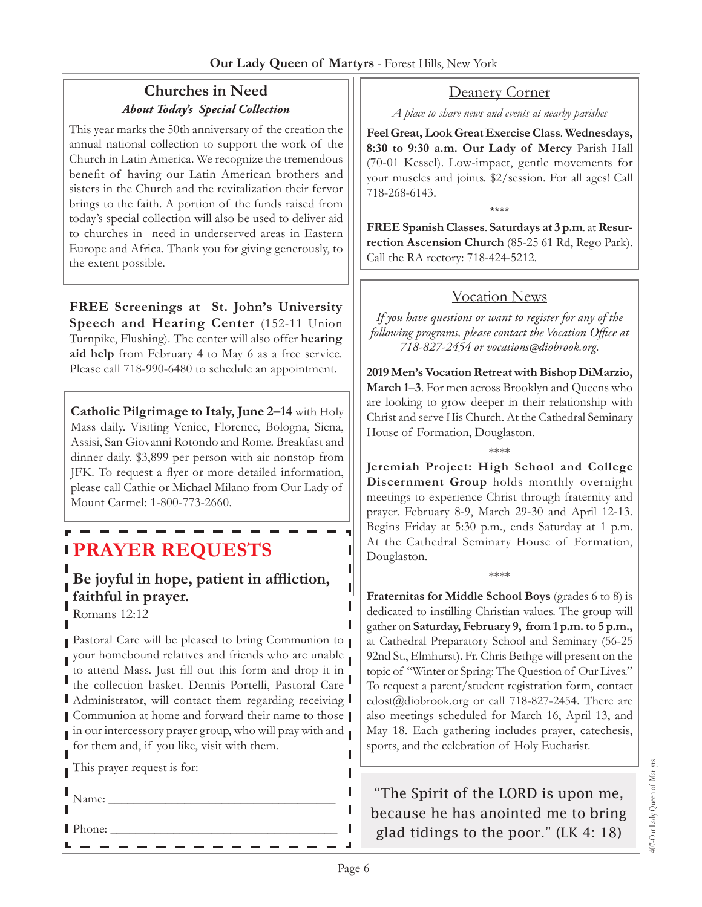## Churches in Need

### *About Today's Special Collection*

This year marks the 50th anniversary of the creation the annual national collection to support the work of the Church in Latin America. We recognize the tremendous benefit of having our Latin American brothers and sisters in the Church and the revitalization their fervor brings to the faith. A portion of the funds raised from today's special collection will also be used to deliver aid to churches in need in underserved areas in Eastern Europe and Africa. Thank you for giving generously, to the extent possible.

**FREE Screenings at St. John's University Speech and Hearing Center** (152-11 Union Turnpike, Flushing). The center will also offer **hearing aid help** from February 4 to May 6 as a free service. Please call 718-990-6480 to schedule an appointment.

**Catholic Pilgrimage to Italy, June 2–14** with Holy Mass daily. Visiting Venice, Florence, Bologna, Siena, Assisi, San Giovanni Rotondo and Rome. Breakfast and dinner daily. $3,899 per person with air nonstop from JFK. To request a flyer or more detailed information, please call Cathie or Michael Milano from Our Lady of Mount Carmel: 1-800-773-2660.

## PRAYER REQUESTS

**Be joyful in hope, patient in affliction, faithful in prayer.**
Romans 12:12

Pastoral Care will be pleased to bring Communion to your homebound relatives and friends who are unable to attend Mass. Just fill out this form and drop it in the collection basket. Dennis Portelli, Pastoral Care Administrator, will contact them regarding receiving Communion at home and forward their name to those in our intercessory prayer group, who will pray with and for them and, if you like, visit with them.

This prayer request is for:

Name: ___________________________________

Phone: ___________________________________

## Deanery Corner

*A place to share news and events at nearby parishes*

**Feel Great, Look Great Exercise Class**. **Wednesdays, 8:30 to 9:30 a.m. Our Lady of Mercy** Parish Hall (70-01 Kessel). Low-impact, gentle movements for your muscles and joints. $2/session. For all ages! Call 718-268-6143.

****

**FREE Spanish Classes**. **Saturdays at 3 p.m**. at **Resurrection Ascension Church** (85-25 61 Rd, Rego Park). Call the RA rectory: 718-424-5212.

## Vocation News

*If you have questions or want to register for any of the following programs, please contact the Vocation Office at 718-827-2454 or vocations@diobrook.org.*

**2019 Men's Vocation Retreat with Bishop DiMarzio, March 1–3**. For men across Brooklyn and Queens who are looking to grow deeper in their relationship with Christ and serve His Church. At the Cathedral Seminary House of Formation, Douglaston.

****

**Jeremiah Project: High School and College Discernment Group** holds monthly overnight meetings to experience Christ through fraternity and prayer. February 8-9, March 29-30 and April 12-13. Begins Friday at 5:30 p.m., ends Saturday at 1 p.m. At the Cathedral Seminary House of Formation, Douglaston.

****

**Fraternitas for Middle School Boys** (grades 6 to 8) is dedicated to instilling Christian values. The group will gather on **Saturday, February 9, from 1 p.m. to 5 p.m.,** at Cathedral Preparatory School and Seminary (56-25 92nd St., Elmhurst). Fr. Chris Bethge will present on the topic of "Winter or Spring: The Question of Our Lives." To request a parent/student registration form, contact cdost@diobrook.org or call 718-827-2454. There are also meetings scheduled for March 16, April 13, and May 18. Each gathering includes prayer, catechesis, sports, and the celebration of Holy Eucharist.

"The Spirit of the LORD is upon me, because he has anointed me to bring glad tidings to the poor." (LK 4: 18)